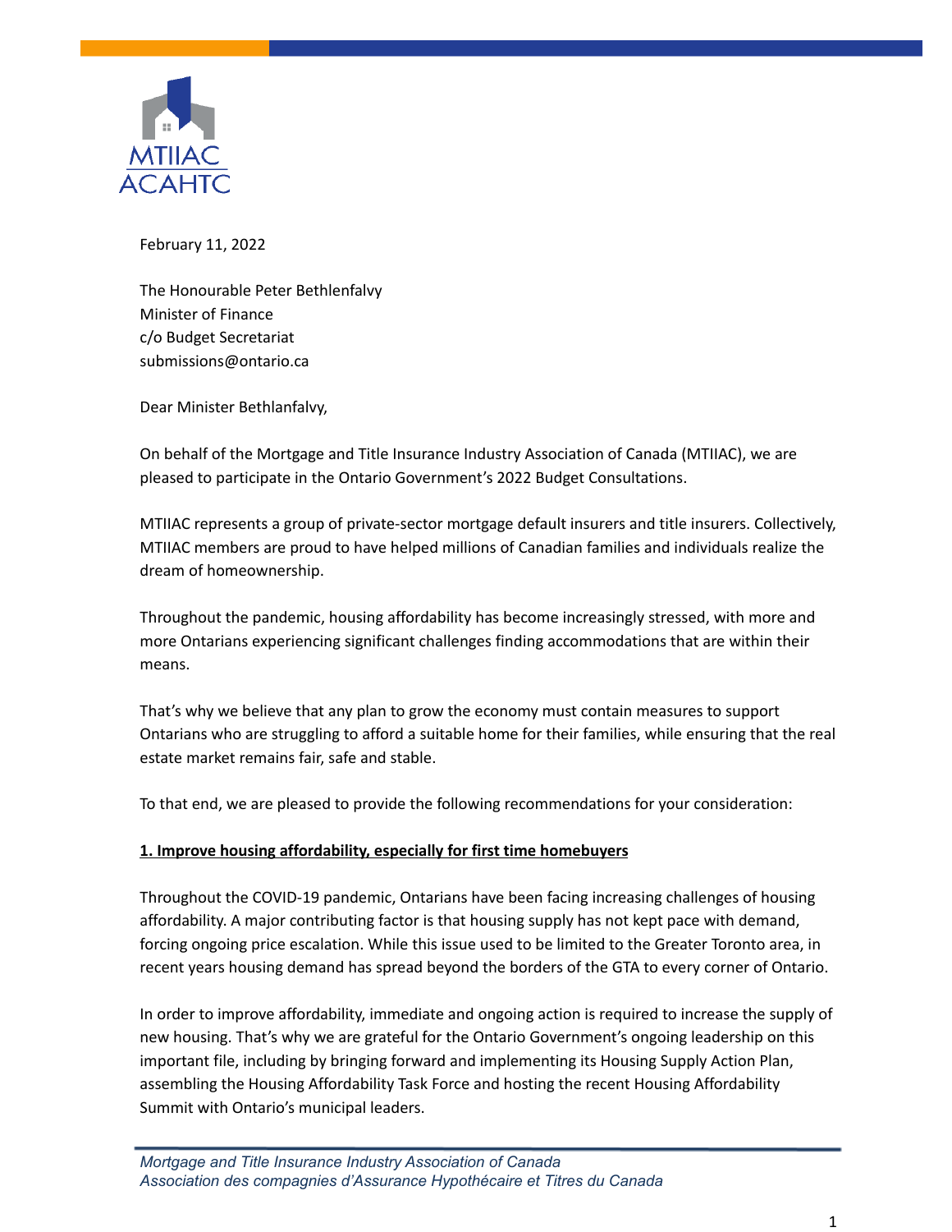MTIIAC
ACAHTC

February 11, 2022

The Honourable Peter Bethlenfalvy
Minister of Finance
c/o Budget Secretariat
submissions@ontario.ca

Dear Minister Bethlanfalvy,

On behalf of the Mortgage and Title Insurance Industry Association of Canada (MTIIAC), we are pleased to participate in the Ontario Government's 2022 Budget Consultations.

MTIIAC represents a group of private-sector mortgage default insurers and title insurers. Collectively, MTIIAC members are proud to have helped millions of Canadian families and individuals realize the dream of homeownership.

Throughout the pandemic, housing affordability has become increasingly stressed, with more and more Ontarians experiencing significant challenges finding accommodations that are within their means.

That's why we believe that any plan to grow the economy must contain measures to support Ontarians who are struggling to afford a suitable home for their families, while ensuring that the real estate market remains fair, safe and stable.

To that end, we are pleased to provide the following recommendations for your consideration:

## 1. Improve housing affordability, especially for first time homebuyers

Throughout the COVID-19 pandemic, Ontarians have been facing increasing challenges of housing affordability. A major contributing factor is that housing supply has not kept pace with demand, forcing ongoing price escalation. While this issue used to be limited to the Greater Toronto area, in recent years housing demand has spread beyond the borders of the GTA to every corner of Ontario.

In order to improve affordability, immediate and ongoing action is required to increase the supply of new housing. That's why we are grateful for the Ontario Government's ongoing leadership on this important file, including by bringing forward and implementing its Housing Supply Action Plan, assembling the Housing Affordability Task Force and hosting the recent Housing Affordability Summit with Ontario's municipal leaders.

*Mortgage and Title Insurance Industry Association of Canada*
*Association des compagnies d'Assurance Hypothécaire et Titres du Canada*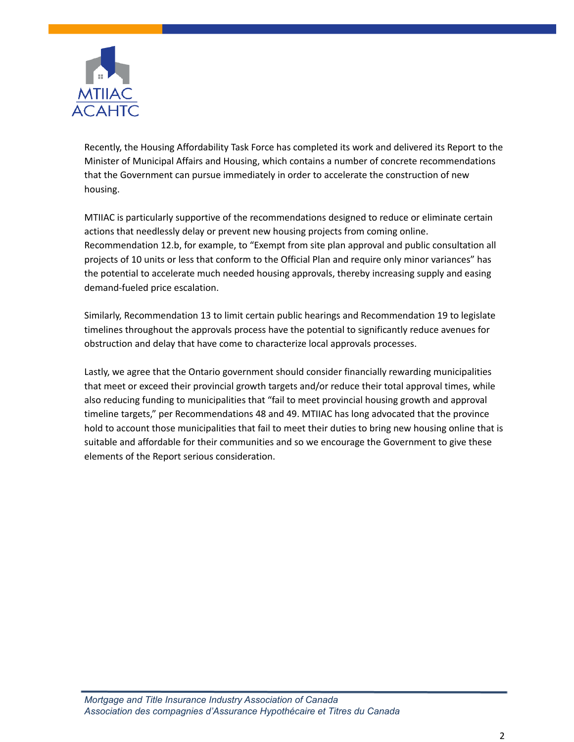Recently, the Housing Affordability Task Force has completed its work and delivered its Report to the Minister of Municipal Affairs and Housing, which contains a number of concrete recommendations that the Government can pursue immediately in order to accelerate the construction of new housing.

MTIIAC is particularly supportive of the recommendations designed to reduce or eliminate certain actions that needlessly delay or prevent new housing projects from coming online. Recommendation 12.b, for example, to "Exempt from site plan approval and public consultation all projects of 10 units or less that conform to the Official Plan and require only minor variances" has the potential to accelerate much needed housing approvals, thereby increasing supply and easing demand-fueled price escalation.

Similarly, Recommendation 13 to limit certain public hearings and Recommendation 19 to legislate timelines throughout the approvals process have the potential to significantly reduce avenues for obstruction and delay that have come to characterize local approvals processes.

Lastly, we agree that the Ontario government should consider financially rewarding municipalities that meet or exceed their provincial growth targets and/or reduce their total approval times, while also reducing funding to municipalities that "fail to meet provincial housing growth and approval timeline targets," per Recommendations 48 and 49. MTIIAC has long advocated that the province hold to account those municipalities that fail to meet their duties to bring new housing online that is suitable and affordable for their communities and so we encourage the Government to give these elements of the Report serious consideration.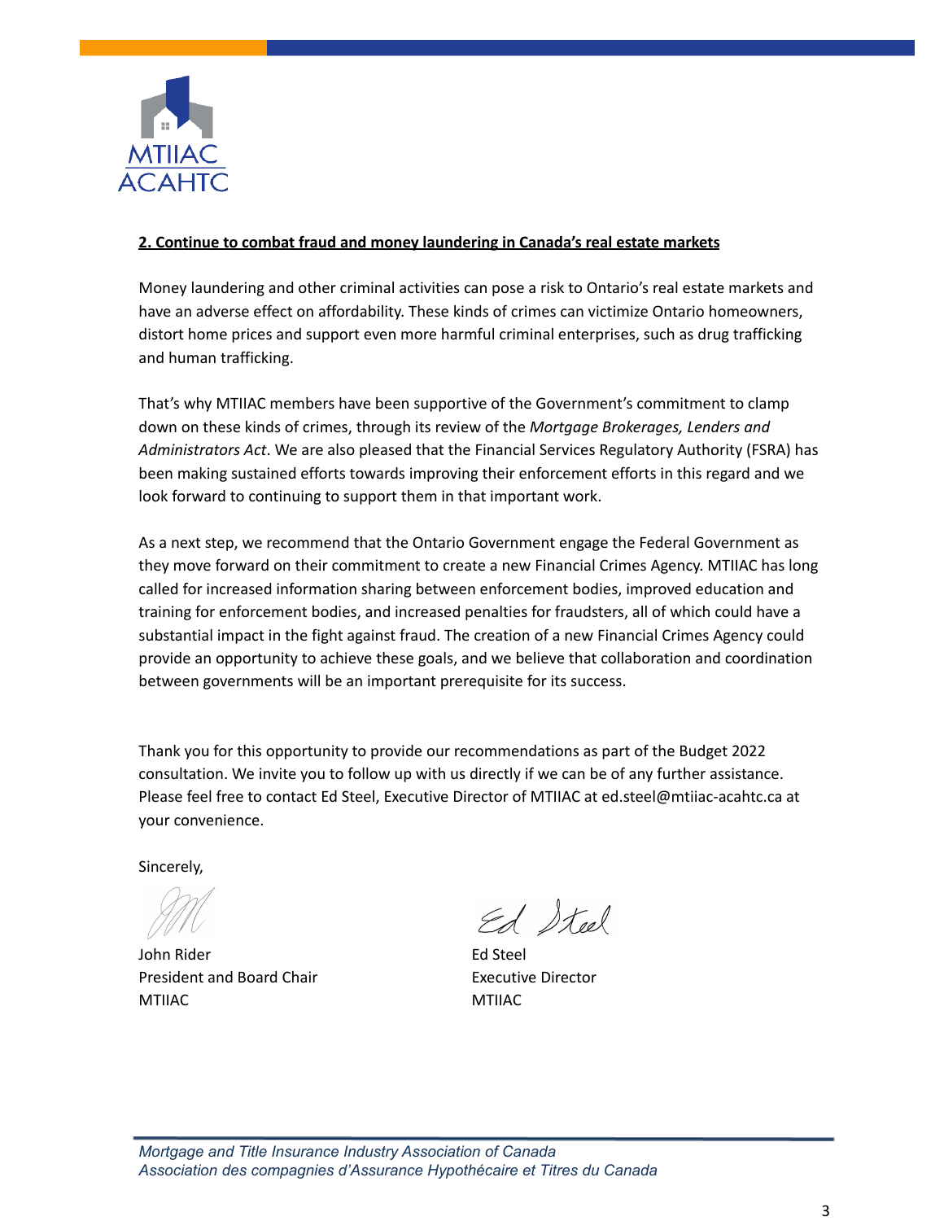**2. Continue to combat fraud and money laundering in Canada's real estate markets**

Money laundering and other criminal activities can pose a risk to Ontario's real estate markets and have an adverse effect on affordability. These kinds of crimes can victimize Ontario homeowners, distort home prices and support even more harmful criminal enterprises, such as drug trafficking and human trafficking.

That's why MTIIAC members have been supportive of the Government's commitment to clamp down on these kinds of crimes, through its review of the *Mortgage Brokerages, Lenders and Administrators Act*. We are also pleased that the Financial Services Regulatory Authority (FSRA) has been making sustained efforts towards improving their enforcement efforts in this regard and we look forward to continuing to support them in that important work.

As a next step, we recommend that the Ontario Government engage the Federal Government as they move forward on their commitment to create a new Financial Crimes Agency. MTIIAC has long called for increased information sharing between enforcement bodies, improved education and training for enforcement bodies, and increased penalties for fraudsters, all of which could have a substantial impact in the fight against fraud. The creation of a new Financial Crimes Agency could provide an opportunity to achieve these goals, and we believe that collaboration and coordination between governments will be an important prerequisite for its success.

Thank you for this opportunity to provide our recommendations as part of the Budget 2022 consultation. We invite you to follow up with us directly if we can be of any further assistance. Please feel free to contact Ed Steel, Executive Director of MTIIAC at ed.steel@mtiiac-acahtc.ca at your convenience.

Sincerely,

John Rider
President and Board Chair
MTIIAC

Ed Steel
Executive Director
MTIIAC

*Mortgage and Title Insurance Industry Association of Canada*
*Association des compagnies d'Assurance Hypothécaire et Titres du Canada*